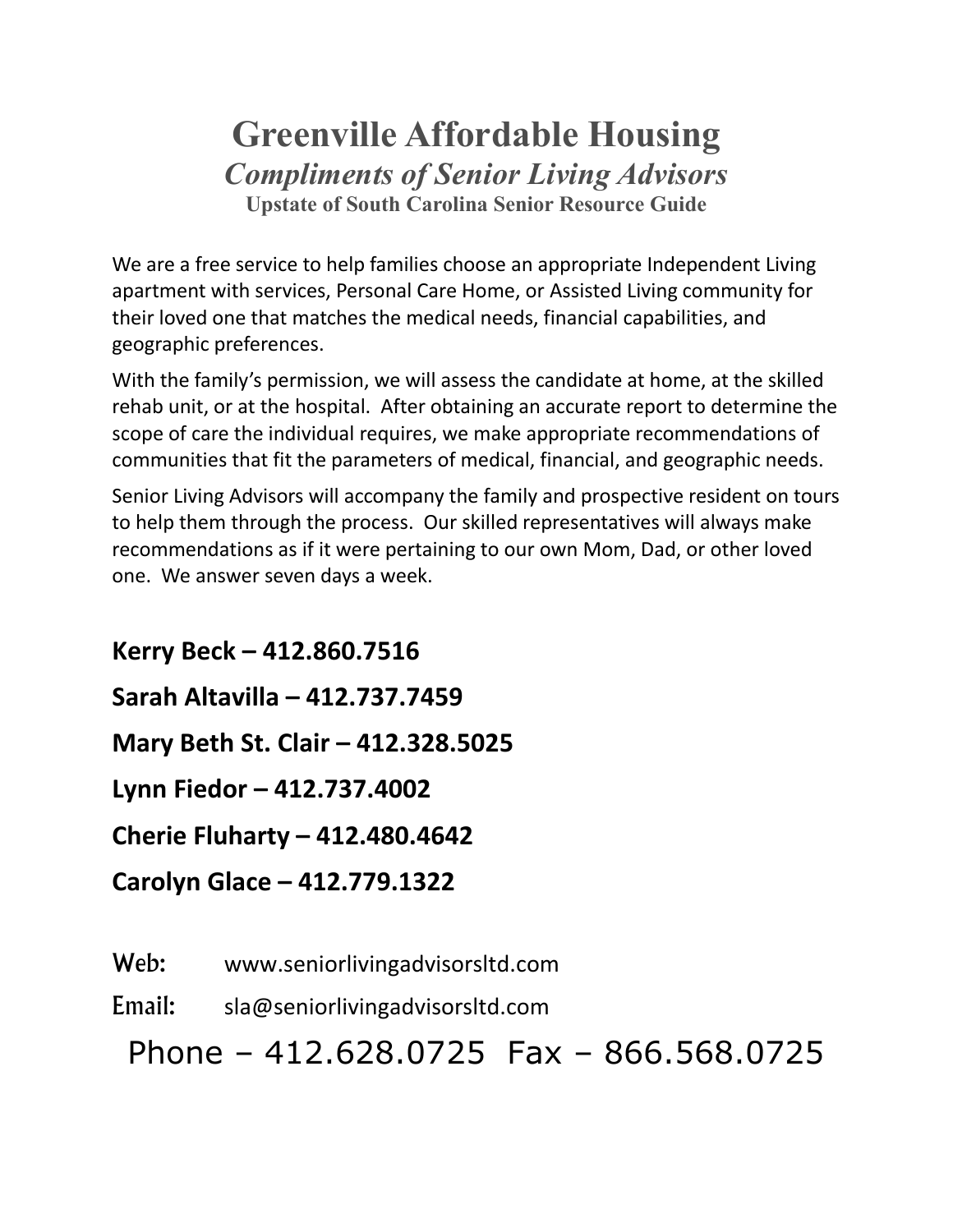# Greenville Affordable Housing

## *Compliments of Senior Living Advisors*

### Upstate of South Carolina Senior Resource Guide

We are a free service to help families choose an appropriate Independent Living apartment with services, Personal Care Home, or Assisted Living community for their loved one that matches the medical needs, financial capabilities, and geographic preferences.

With the family's permission, we will assess the candidate at home, at the skilled rehab unit, or at the hospital. After obtaining an accurate report to determine the scope of care the individual requires, we make appropriate recommendations of communities that fit the parameters of medical, financial, and geographic needs.

Senior Living Advisors will accompany the family and prospective resident on tours to help them through the process. Our skilled representatives will always make recommendations as if it were pertaining to our own Mom, Dad, or other loved one. We answer seven days a week.

**Kerry Beck – 412.860.7516**

**Sarah Altavilla – 412.737.7459**

**Mary Beth St. Clair – 412.328.5025**

**Lynn Fiedor – 412.737.4002**

**Cherie Fluharty – 412.480.4642**

**Carolyn Glace – 412.779.1322**

Web: www.seniorlivingadvisorsltd.com

Email: sla@seniorlivingadvisorsltd.com

Phone – 412.628.0725 Fax – 866.568.0725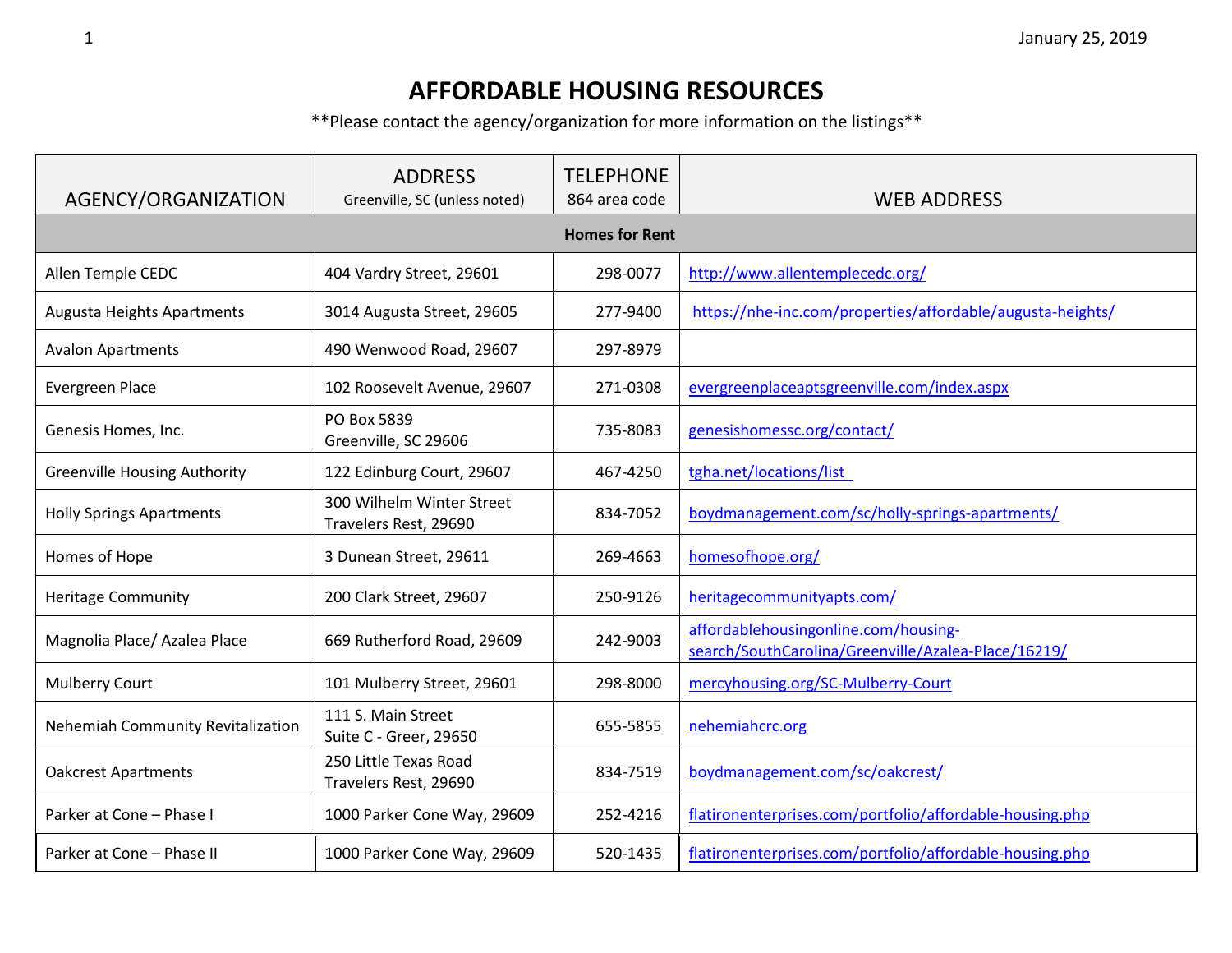# AFFORDABLE HOUSING RESOURCES

**Please contact the agency/organization for more information on the listings**

| AGENCY/ORGANIZATION | ADDRESS Greenville, SC (unless noted) | TELEPHONE 864 area code | WEB ADDRESS |
|---|---|---|---|
| **Homes for Rent** | | | |
| Allen Temple CEDC | 404 Vardry Street, 29601 | 298-0077 | http://www.allentemplecedc.org/ |
| Augusta Heights Apartments | 3014 Augusta Street, 29605 | 277-9400 | https://nhe-inc.com/properties/affordable/augusta-heights/ |
| Avalon Apartments | 490 Wenwood Road, 29607 | 297-8979 | |
| Evergreen Place | 102 Roosevelt Avenue, 29607 | 271-0308 | evergreenplaceaptsgreenville.com/index.aspx |
| Genesis Homes, Inc. | PO Box 5839 Greenville, SC 29606 | 735-8083 | genesishomessc.org/contact/ |
| Greenville Housing Authority | 122 Edinburg Court, 29607 | 467-4250 | tgha.net/locations/list |
| Holly Springs Apartments | 300 Wilhelm Winter Street Travelers Rest, 29690 | 834-7052 | boydmanagement.com/sc/holly-springs-apartments/ |
| Homes of Hope | 3 Dunean Street, 29611 | 269-4663 | homesofhope.org/ |
| Heritage Community | 200 Clark Street, 29607 | 250-9126 | heritagecommunityapts.com/ |
| Magnolia Place/ Azalea Place | 669 Rutherford Road, 29609 | 242-9003 | affordablehousingonline.com/housing-search/SouthCarolina/Greenville/Azalea-Place/16219/ |
| Mulberry Court | 101 Mulberry Street, 29601 | 298-8000 | mercyhousing.org/SC-Mulberry-Court |
| Nehemiah Community Revitalization | 111 S. Main Street Suite C - Greer, 29650 | 655-5855 | nehemiahcrc.org |
| Oakcrest Apartments | 250 Little Texas Road Travelers Rest, 29690 | 834-7519 | boydmanagement.com/sc/oakcrest/ |
| Parker at Cone – Phase I | 1000 Parker Cone Way, 29609 | 252-4216 | flatironenterprises.com/portfolio/affordable-housing.php |
| Parker at Cone – Phase II | 1000 Parker Cone Way, 29609 | 520-1435 | flatironenterprises.com/portfolio/affordable-housing.php |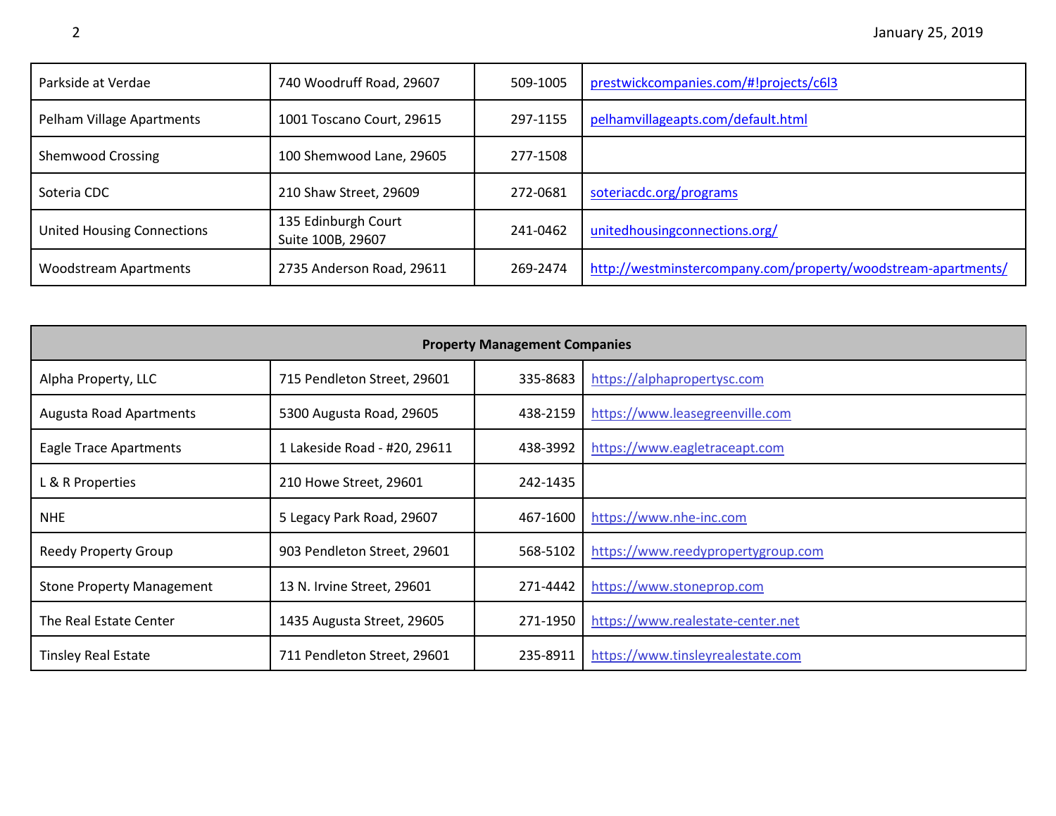| | | | |
|---|---|---|---|
| Parkside at Verdae | 740 Woodruff Road, 29607 | 509-1005 | prestwickcompanies.com/#!projects/c6l3 |
| Pelham Village Apartments | 1001 Toscano Court, 29615 | 297-1155 | pelhamvillageapts.com/default.html |
| Shemwood Crossing | 100 Shemwood Lane, 29605 | 277-1508 | |
| Soteria CDC | 210 Shaw Street, 29609 | 272-0681 | soteriacdc.org/programs |
| United Housing Connections | 135 Edinburgh Court Suite 100B, 29607 | 241-0462 | unitedhousingconnections.org/ |
| Woodstream Apartments | 2735 Anderson Road, 29611 | 269-2474 | http://westminstercompany.com/property/woodstream-apartments/ |

| **Property Management Companies** | | | |
|---|---|---|---|
| Alpha Property, LLC | 715 Pendleton Street, 29601 | 335-8683 | https://alphapropertysc.com |
| Augusta Road Apartments | 5300 Augusta Road, 29605 | 438-2159 | https://www.leasegreenville.com |
| Eagle Trace Apartments | 1 Lakeside Road - #20, 29611 | 438-3992 | https://www.eagletraceapt.com |
| L & R Properties | 210 Howe Street, 29601 | 242-1435 | |
| NHE | 5 Legacy Park Road, 29607 | 467-1600 | https://www.nhe-inc.com |
| Reedy Property Group | 903 Pendleton Street, 29601 | 568-5102 | https://www.reedypropertygroup.com |
| Stone Property Management | 13 N. Irvine Street, 29601 | 271-4442 | https://www.stoneprop.com |
| The Real Estate Center | 1435 Augusta Street, 29605 | 271-1950 | https://www.realestate-center.net |
| Tinsley Real Estate | 711 Pendleton Street, 29601 | 235-8911 | https://www.tinsleyrealestate.com |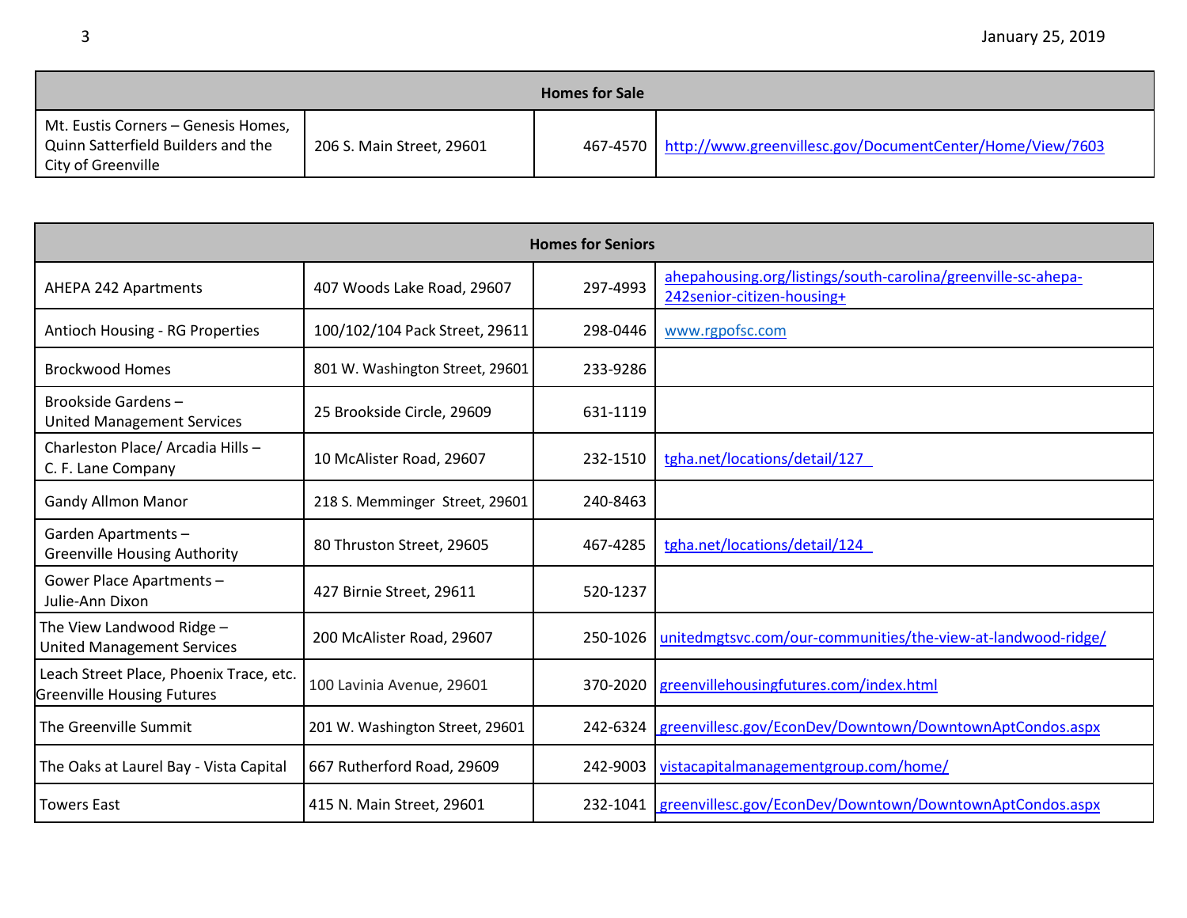| Homes for Sale | | | |
|---|---|---|---|
| Mt. Eustis Corners – Genesis Homes, Quinn Satterfield Builders and the City of Greenville | 206 S. Main Street, 29601 | 467-4570 | http://www.greenvillesc.gov/DocumentCenter/Home/View/7603 |

| Homes for Seniors | | | |
|---|---|---|---|
| AHEPA 242 Apartments | 407 Woods Lake Road, 29607 | 297-4993 | ahepahousing.org/listings/south-carolina/greenville-sc-ahepa-242senior-citizen-housing+ |
| Antioch Housing - RG Properties | 100/102/104 Pack Street, 29611 | 298-0446 | www.rgpofsc.com |
| Brockwood Homes | 801 W. Washington Street, 29601 | 233-9286 | |
| Brookside Gardens – United Management Services | 25 Brookside Circle, 29609 | 631-1119 | |
| Charleston Place/ Arcadia Hills – C. F. Lane Company | 10 McAlister Road, 29607 | 232-1510 | tgha.net/locations/detail/127 |
| Gandy Allmon Manor | 218 S. Memminger Street, 29601 | 240-8463 | |
| Garden Apartments – Greenville Housing Authority | 80 Thruston Street, 29605 | 467-4285 | tgha.net/locations/detail/124 |
| Gower Place Apartments – Julie-Ann Dixon | 427 Birnie Street, 29611 | 520-1237 | |
| The View Landwood Ridge – United Management Services | 200 McAlister Road, 29607 | 250-1026 | unitedmgtsvc.com/our-communities/the-view-at-landwood-ridge/ |
| Leach Street Place, Phoenix Trace, etc. Greenville Housing Futures | 100 Lavinia Avenue, 29601 | 370-2020 | greenvillehousingfutures.com/index.html |
| The Greenville Summit | 201 W. Washington Street, 29601 | 242-6324 | greenvillesc.gov/EconDev/Downtown/DowntownAptCondos.aspx |
| The Oaks at Laurel Bay - Vista Capital | 667 Rutherford Road, 29609 | 242-9003 | vistacapitalmanagementgroup.com/home/ |
| Towers East | 415 N. Main Street, 29601 | 232-1041 | greenvillesc.gov/EconDev/Downtown/DowntownAptCondos.aspx |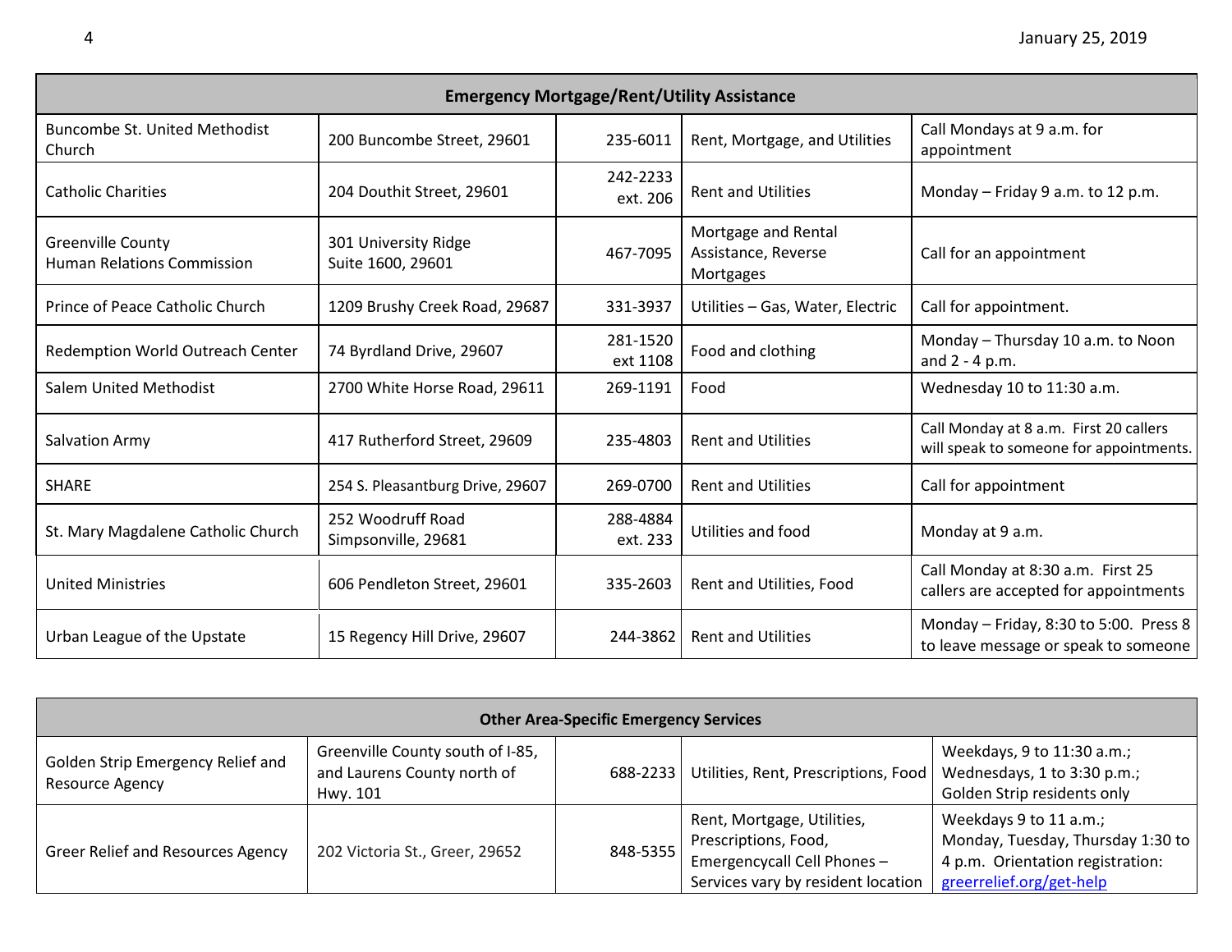| Emergency Mortgage/Rent/Utility Assistance | | | | |
|---|---|---|---|---|
| Buncombe St. United Methodist Church | 200 Buncombe Street, 29601 | 235-6011 | Rent, Mortgage, and Utilities | Call Mondays at 9 a.m. for appointment |
| Catholic Charities | 204 Douthit Street, 29601 | 242-2233 ext. 206 | Rent and Utilities | Monday – Friday 9 a.m. to 12 p.m. |
| Greenville County Human Relations Commission | 301 University Ridge Suite 1600, 29601 | 467-7095 | Mortgage and Rental Assistance, Reverse Mortgages | Call for an appointment |
| Prince of Peace Catholic Church | 1209 Brushy Creek Road, 29687 | 331-3937 | Utilities – Gas, Water, Electric | Call for appointment. |
| Redemption World Outreach Center | 74 Byrdland Drive, 29607 | 281-1520 ext 1108 | Food and clothing | Monday – Thursday 10 a.m. to Noon and 2 - 4 p.m. |
| Salem United Methodist | 2700 White Horse Road, 29611 | 269-1191 | Food | Wednesday 10 to 11:30 a.m. |
| Salvation Army | 417 Rutherford Street, 29609 | 235-4803 | Rent and Utilities | Call Monday at 8 a.m. First 20 callers will speak to someone for appointments. |
| SHARE | 254 S. Pleasantburg Drive, 29607 | 269-0700 | Rent and Utilities | Call for appointment |
| St. Mary Magdalene Catholic Church | 252 Woodruff Road Simpsonville, 29681 | 288-4884 ext. 233 | Utilities and food | Monday at 9 a.m. |
| United Ministries | 606 Pendleton Street, 29601 | 335-2603 | Rent and Utilities, Food | Call Monday at 8:30 a.m. First 25 callers are accepted for appointments |
| Urban League of the Upstate | 15 Regency Hill Drive, 29607 | 244-3862 | Rent and Utilities | Monday – Friday, 8:30 to 5:00. Press 8 to leave message or speak to someone |

| Other Area-Specific Emergency Services | | | | |
|---|---|---|---|---|
| Golden Strip Emergency Relief and Resource Agency | Greenville County south of I-85, and Laurens County north of Hwy. 101 | 688-2233 | Utilities, Rent, Prescriptions, Food | Weekdays, 9 to 11:30 a.m.; Wednesdays, 1 to 3:30 p.m.; Golden Strip residents only |
| Greer Relief and Resources Agency | 202 Victoria St., Greer, 29652 | 848-5355 | Rent, Mortgage, Utilities, Prescriptions, Food, Emergencycall Cell Phones – Services vary by resident location | Weekdays 9 to 11 a.m.; Monday, Tuesday, Thursday 1:30 to 4 p.m. Orientation registration: greerrelief.org/get-help |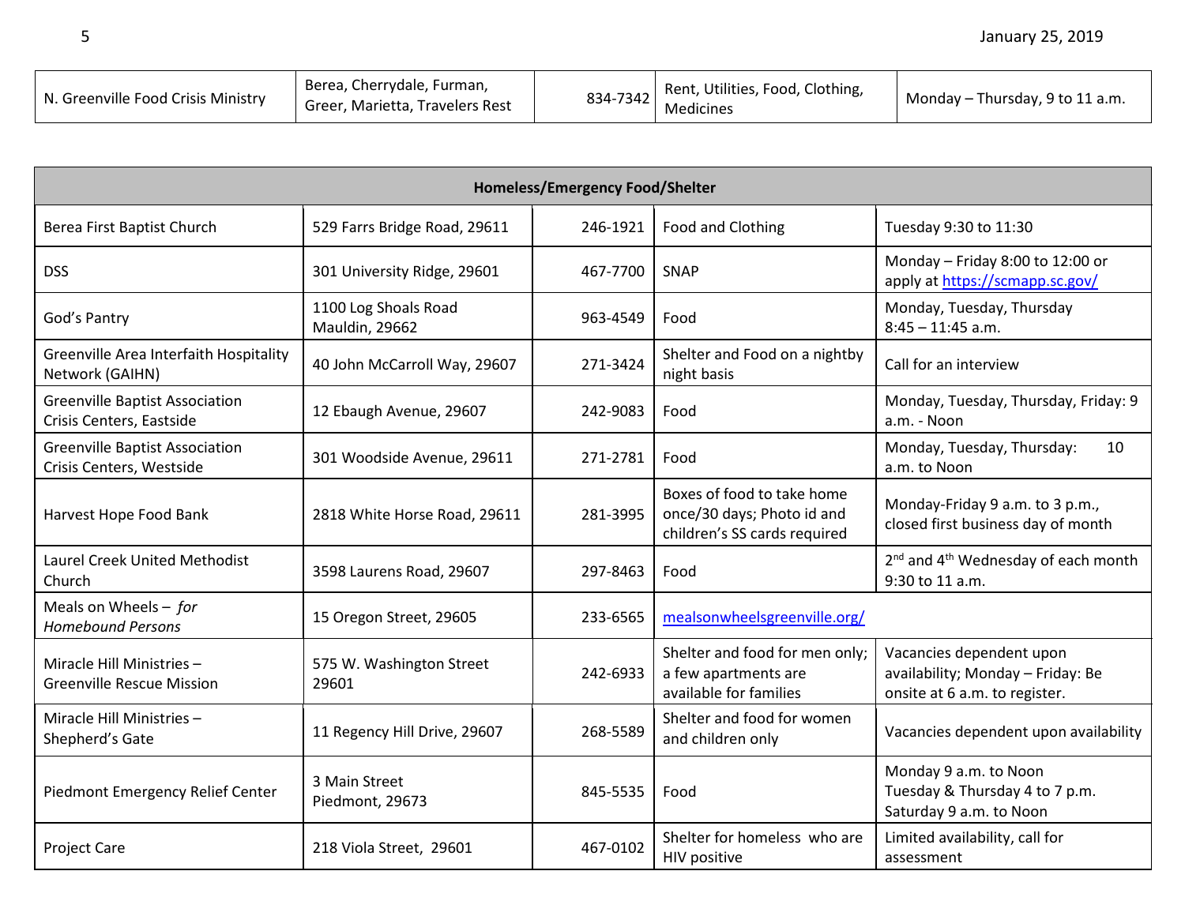| N. Greenville Food Crisis Ministry | Berea, Cherrydale, Furman, Greer, Marietta, Travelers Rest | 834-7342 | Rent, Utilities, Food, Clothing, Medicines | Monday – Thursday, 9 to 11 a.m. |
|---|---|---|---|---|

| **Homeless/Emergency Food/Shelter** | | | | |
|---|---|---|---|---|
| Berea First Baptist Church | 529 Farrs Bridge Road, 29611 | 246-1921 | Food and Clothing | Tuesday 9:30 to 11:30 |
| DSS | 301 University Ridge, 29601 | 467-7700 | SNAP | Monday – Friday 8:00 to 12:00 or apply at https://scmapp.sc.gov/ |
| God's Pantry | 1100 Log Shoals Road Mauldin, 29662 | 963-4549 | Food | Monday, Tuesday, Thursday 8:45 – 11:45 a.m. |
| Greenville Area Interfaith Hospitality Network (GAIHN) | 40 John McCarroll Way, 29607 | 271-3424 | Shelter and Food on a nightby night basis | Call for an interview |
| Greenville Baptist Association Crisis Centers, Eastside | 12 Ebaugh Avenue, 29607 | 242-9083 | Food | Monday, Tuesday, Thursday, Friday: 9 a.m. - Noon |
| Greenville Baptist Association Crisis Centers, Westside | 301 Woodside Avenue, 29611 | 271-2781 | Food | Monday, Tuesday, Thursday: 10 a.m. to Noon |
| Harvest Hope Food Bank | 2818 White Horse Road, 29611 | 281-3995 | Boxes of food to take home once/30 days; Photo id and children's SS cards required | Monday-Friday 9 a.m. to 3 p.m., closed first business day of month |
| Laurel Creek United Methodist Church | 3598 Laurens Road, 29607 | 297-8463 | Food | 2nd and 4th Wednesday of each month 9:30 to 11 a.m. |
| Meals on Wheels – *for Homebound Persons* | 15 Oregon Street, 29605 | 233-6565 | mealsonwheelsgreenville.org/ | |
| Miracle Hill Ministries – Greenville Rescue Mission | 575 W. Washington Street 29601 | 242-6933 | Shelter and food for men only; a few apartments are available for families | Vacancies dependent upon availability; Monday – Friday: Be onsite at 6 a.m. to register. |
| Miracle Hill Ministries – Shepherd's Gate | 11 Regency Hill Drive, 29607 | 268-5589 | Shelter and food for women and children only | Vacancies dependent upon availability |
| Piedmont Emergency Relief Center | 3 Main Street Piedmont, 29673 | 845-5535 | Food | Monday 9 a.m. to Noon Tuesday & Thursday 4 to 7 p.m. Saturday 9 a.m. to Noon |
| Project Care | 218 Viola Street, 29601 | 467-0102 | Shelter for homeless who are HIV positive | Limited availability, call for assessment |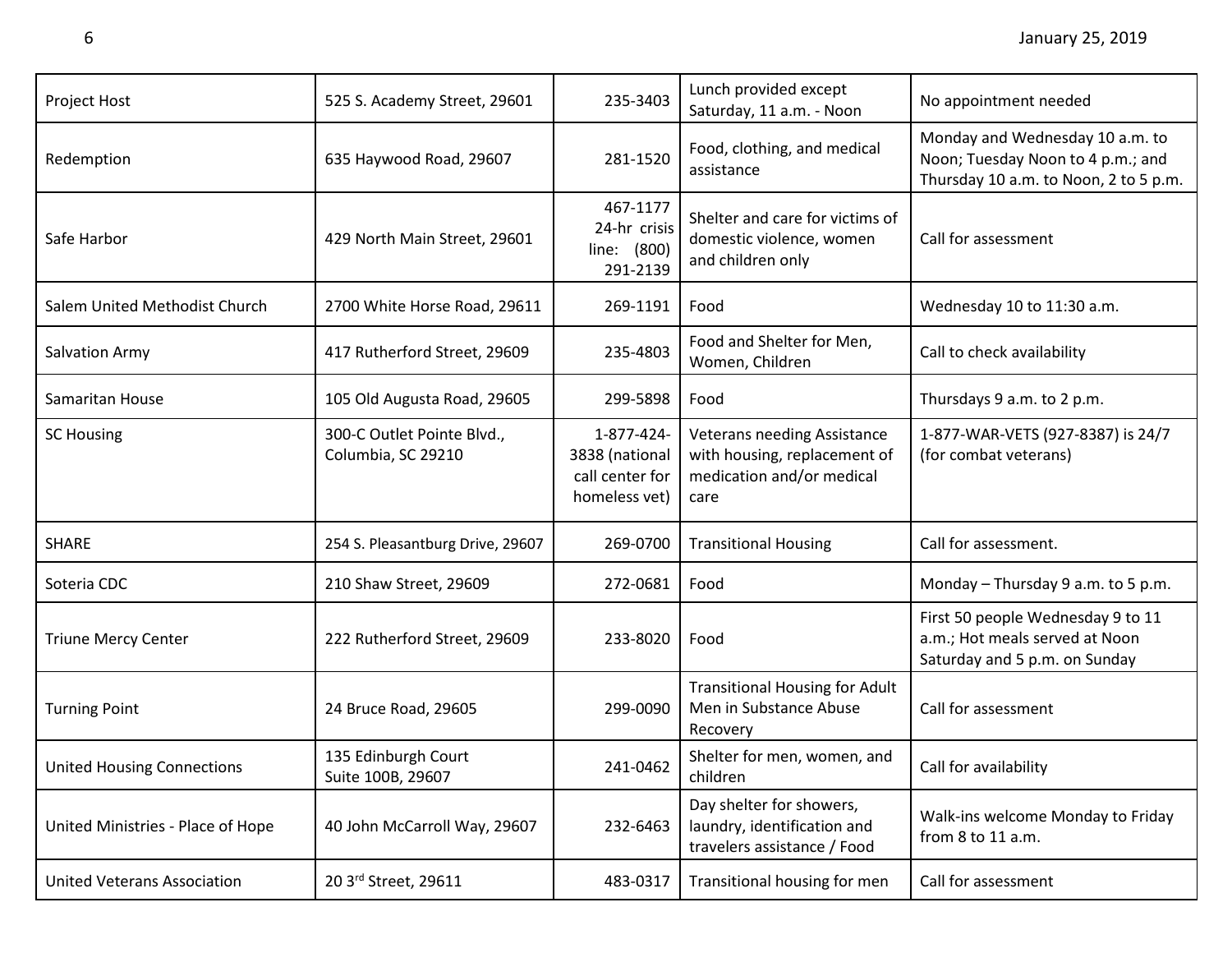| Project Host | 525 S. Academy Street, 29601 | 235-3403 | Lunch provided except Saturday, 11 a.m. - Noon | No appointment needed |
|---|---|---|---|---|
| Redemption | 635 Haywood Road, 29607 | 281-1520 | Food, clothing, and medical assistance | Monday and Wednesday 10 a.m. to Noon; Tuesday Noon to 4 p.m.; and Thursday 10 a.m. to Noon, 2 to 5 p.m. |
| Safe Harbor | 429 North Main Street, 29601 | 467-1177 24-hr crisis line: (800) 291-2139 | Shelter and care for victims of domestic violence, women and children only | Call for assessment |
| Salem United Methodist Church | 2700 White Horse Road, 29611 | 269-1191 | Food | Wednesday 10 to 11:30 a.m. |
| Salvation Army | 417 Rutherford Street, 29609 | 235-4803 | Food and Shelter for Men, Women, Children | Call to check availability |
| Samaritan House | 105 Old Augusta Road, 29605 | 299-5898 | Food | Thursdays 9 a.m. to 2 p.m. |
| SC Housing | 300-C Outlet Pointe Blvd., Columbia, SC 29210 | 1-877-424-3838 (national call center for homeless vet) | Veterans needing Assistance with housing, replacement of medication and/or medical care | 1-877-WAR-VETS (927-8387) is 24/7 (for combat veterans) |
| SHARE | 254 S. Pleasantburg Drive, 29607 | 269-0700 | Transitional Housing | Call for assessment. |
| Soteria CDC | 210 Shaw Street, 29609 | 272-0681 | Food | Monday – Thursday 9 a.m. to 5 p.m. |
| Triune Mercy Center | 222 Rutherford Street, 29609 | 233-8020 | Food | First 50 people Wednesday 9 to 11 a.m.; Hot meals served at Noon Saturday and 5 p.m. on Sunday |
| Turning Point | 24 Bruce Road, 29605 | 299-0090 | Transitional Housing for Adult Men in Substance Abuse Recovery | Call for assessment |
| United Housing Connections | 135 Edinburgh Court Suite 100B, 29607 | 241-0462 | Shelter for men, women, and children | Call for availability |
| United Ministries - Place of Hope | 40 John McCarroll Way, 29607 | 232-6463 | Day shelter for showers, laundry, identification and travelers assistance / Food | Walk-ins welcome Monday to Friday from 8 to 11 a.m. |
| United Veterans Association | 20 3rd Street, 29611 | 483-0317 | Transitional housing for men | Call for assessment |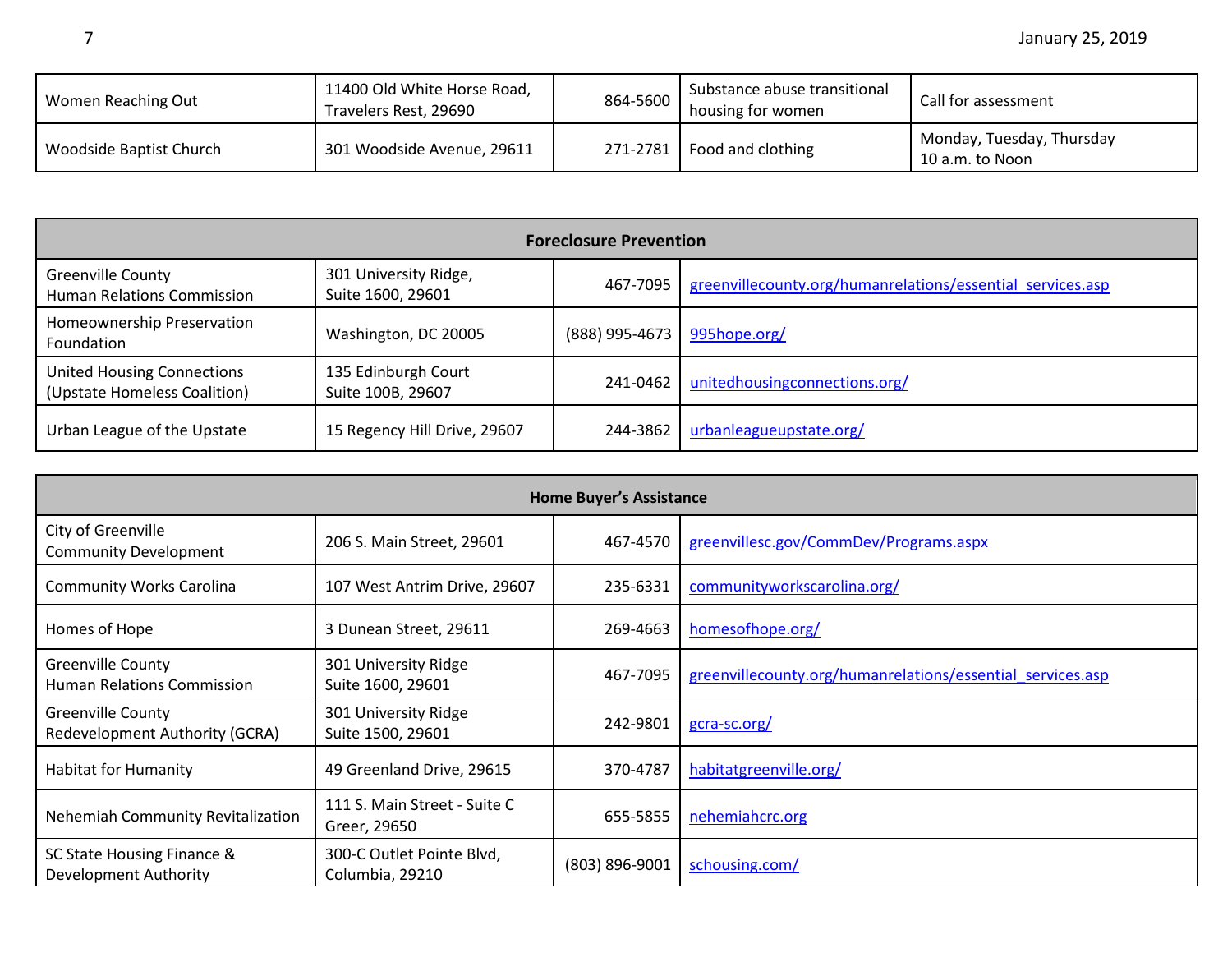| | | | | |
|---|---|---|---|---|
| Women Reaching Out | 11400 Old White Horse Road, Travelers Rest, 29690 | 864-5600 | Substance abuse transitional housing for women | Call for assessment |
| Woodside Baptist Church | 301 Woodside Avenue, 29611 | 271-2781 | Food and clothing | Monday, Tuesday, Thursday 10 a.m. to Noon |

| **Foreclosure Prevention** | | | |
|---|---|---|---|
| Greenville County Human Relations Commission | 301 University Ridge, Suite 1600, 29601 | 467-7095 | greenvillecounty.org/humanrelations/essential_services.asp |
| Homeownership Preservation Foundation | Washington, DC 20005 | (888) 995-4673 | 995hope.org/ |
| United Housing Connections (Upstate Homeless Coalition) | 135 Edinburgh Court Suite 100B, 29607 | 241-0462 | unitedhousingconnections.org/ |
| Urban League of the Upstate | 15 Regency Hill Drive, 29607 | 244-3862 | urbanleagueupstate.org/ |

| **Home Buyer's Assistance** | | | |
|---|---|---|---|
| City of Greenville Community Development | 206 S. Main Street, 29601 | 467-4570 | greenvillesc.gov/CommDev/Programs.aspx |
| Community Works Carolina | 107 West Antrim Drive, 29607 | 235-6331 | communityworkscarolina.org/ |
| Homes of Hope | 3 Dunean Street, 29611 | 269-4663 | homesofhope.org/ |
| Greenville County Human Relations Commission | 301 University Ridge Suite 1600, 29601 | 467-7095 | greenvillecounty.org/humanrelations/essential_services.asp |
| Greenville County Redevelopment Authority (GCRA) | 301 University Ridge Suite 1500, 29601 | 242-9801 | gcra-sc.org/ |
| Habitat for Humanity | 49 Greenland Drive, 29615 | 370-4787 | habitatgreenville.org/ |
| Nehemiah Community Revitalization | 111 S. Main Street - Suite C Greer, 29650 | 655-5855 | nehemiahcrc.org |
| SC State Housing Finance & Development Authority | 300-C Outlet Pointe Blvd, Columbia, 29210 | (803) 896-9001 | schousing.com/ |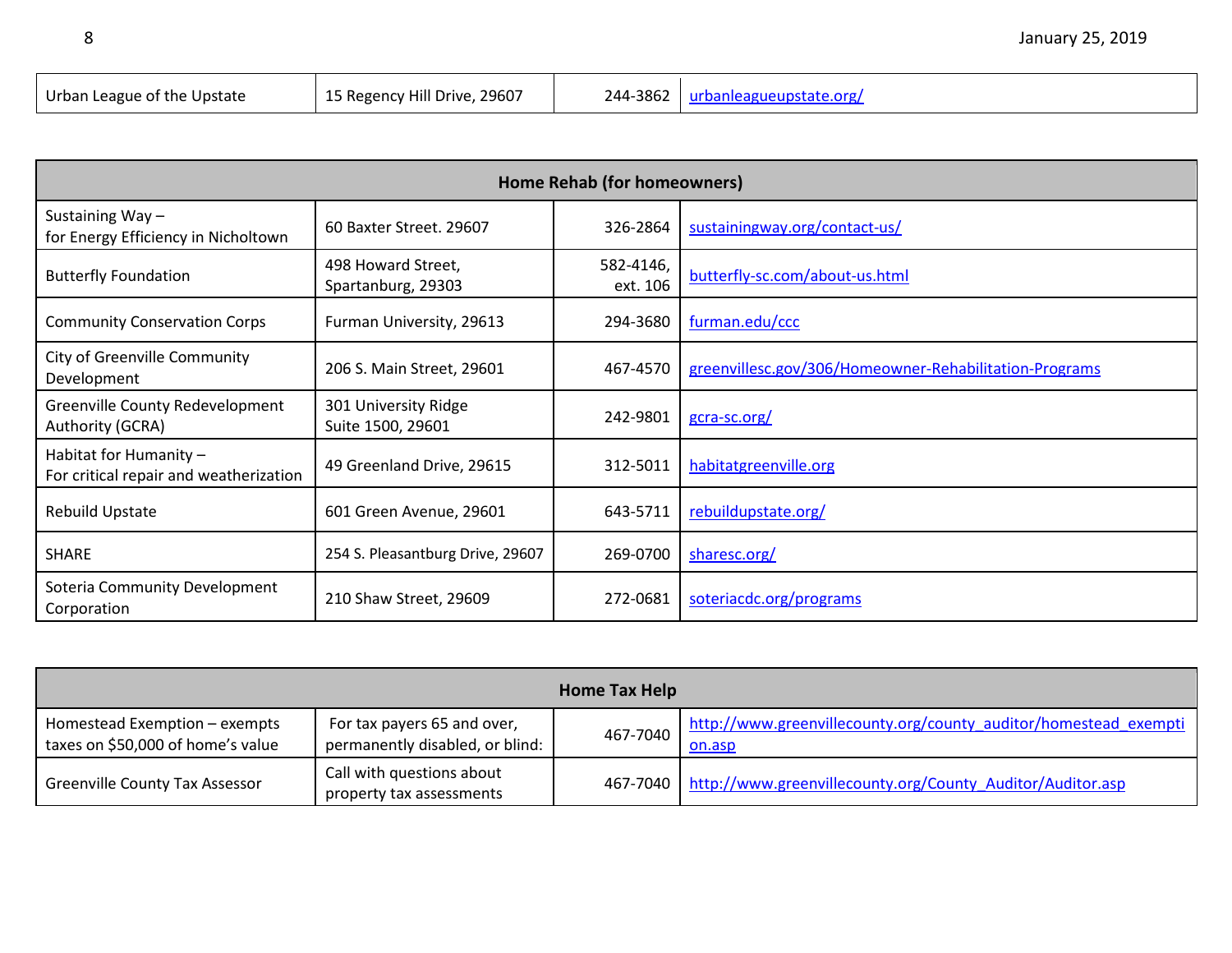| Urban League of the Upstate | 15 Regency Hill Drive, 29607 | 244-3862 | urbanleagueupstate.org/ |
|---|---|---|---|

| Home Rehab (for homeowners) | | | |
|---|---|---|---|
| Sustaining Way – for Energy Efficiency in Nicholtown | 60 Baxter Street. 29607 | 326-2864 | sustainingway.org/contact-us/ |
| Butterfly Foundation | 498 Howard Street, Spartanburg, 29303 | 582-4146, ext. 106 | butterfly-sc.com/about-us.html |
| Community Conservation Corps | Furman University, 29613 | 294-3680 | furman.edu/ccc |
| City of Greenville Community Development | 206 S. Main Street, 29601 | 467-4570 | greenvillesc.gov/306/Homeowner-Rehabilitation-Programs |
| Greenville County Redevelopment Authority (GCRA) | 301 University Ridge Suite 1500, 29601 | 242-9801 | gcra-sc.org/ |
| Habitat for Humanity – For critical repair and weatherization | 49 Greenland Drive, 29615 | 312-5011 | habitatgreenville.org |
| Rebuild Upstate | 601 Green Avenue, 29601 | 643-5711 | rebuildupstate.org/ |
| SHARE | 254 S. Pleasantburg Drive, 29607 | 269-0700 | sharesc.org/ |
| Soteria Community Development Corporation | 210 Shaw Street, 29609 | 272-0681 | soteriacdc.org/programs |

| Home Tax Help | | | |
|---|---|---|---|
| Homestead Exemption – exempts taxes on $50,000 of home's value | For tax payers 65 and over, permanently disabled, or blind: | 467-7040 | http://www.greenvillecounty.org/county_auditor/homestead_exemption.asp |
| Greenville County Tax Assessor | Call with questions about property tax assessments | 467-7040 | http://www.greenvillecounty.org/County_Auditor/Auditor.asp |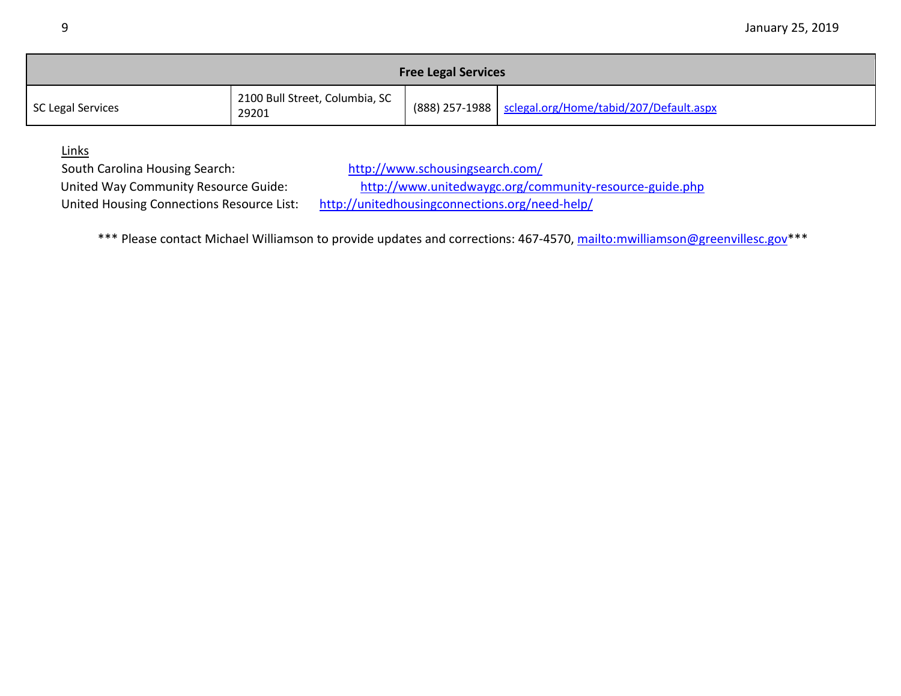| Free Legal Services | | | |
|---|---|---|---|
| SC Legal Services | 2100 Bull Street, Columbia, SC 29201 | (888) 257-1988 | sclegal.org/Home/tabid/207/Default.aspx |

Links

South Carolina Housing Search: http://www.schousingsearch.com/

United Way Community Resource Guide: http://www.unitedwaygc.org/community-resource-guide.php

United Housing Connections Resource List: http://unitedhousingconnections.org/need-help/

*** Please contact Michael Williamson to provide updates and corrections: 467-4570, mailto:mwilliamson@greenvillesc.gov***